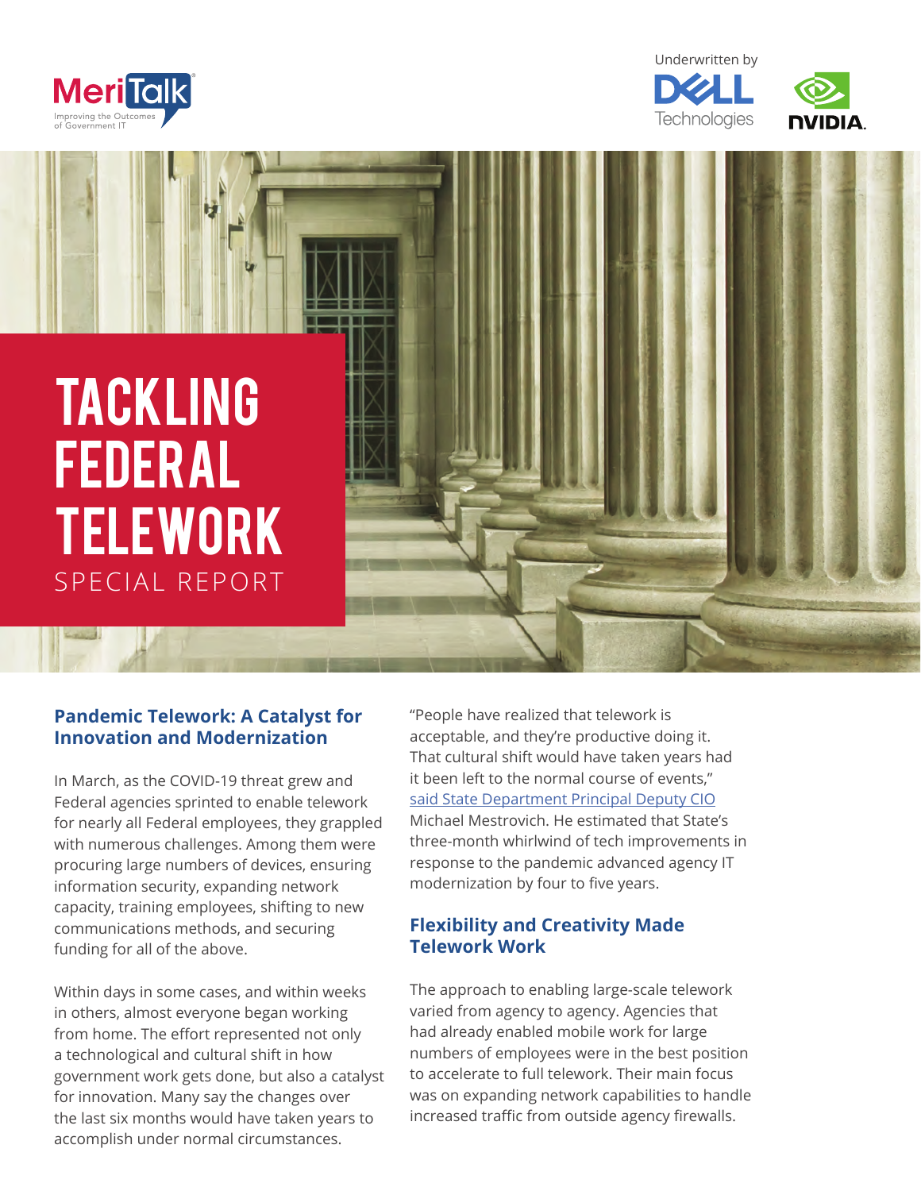MeriTalk — Improving the Outcomes of Government IT

Underwritten by Dell Technologies, NVIDIA

# TACKLING FEDERAL TELEWORK

SPECIAL REPORT

## Pandemic Telework: A Catalyst for Innovation and Modernization

In March, as the COVID-19 threat grew and Federal agencies sprinted to enable telework for nearly all Federal employees, they grappled with numerous challenges. Among them were procuring large numbers of devices, ensuring information security, expanding network capacity, training employees, shifting to new communications methods, and securing funding for all of the above.

Within days in some cases, and within weeks in others, almost everyone began working from home. The effort represented not only a technological and cultural shift in how government work gets done, but also a catalyst for innovation. Many say the changes over the last six months would have taken years to accomplish under normal circumstances.

"People have realized that telework is acceptable, and they're productive doing it. That cultural shift would have taken years had it been left to the normal course of events," said State Department Principal Deputy CIO Michael Mestrovich. He estimated that State's three-month whirlwind of tech improvements in response to the pandemic advanced agency IT modernization by four to five years.

## Flexibility and Creativity Made Telework Work

The approach to enabling large-scale telework varied from agency to agency. Agencies that had already enabled mobile work for large numbers of employees were in the best position to accelerate to full telework. Their main focus was on expanding network capabilities to handle increased traffic from outside agency firewalls.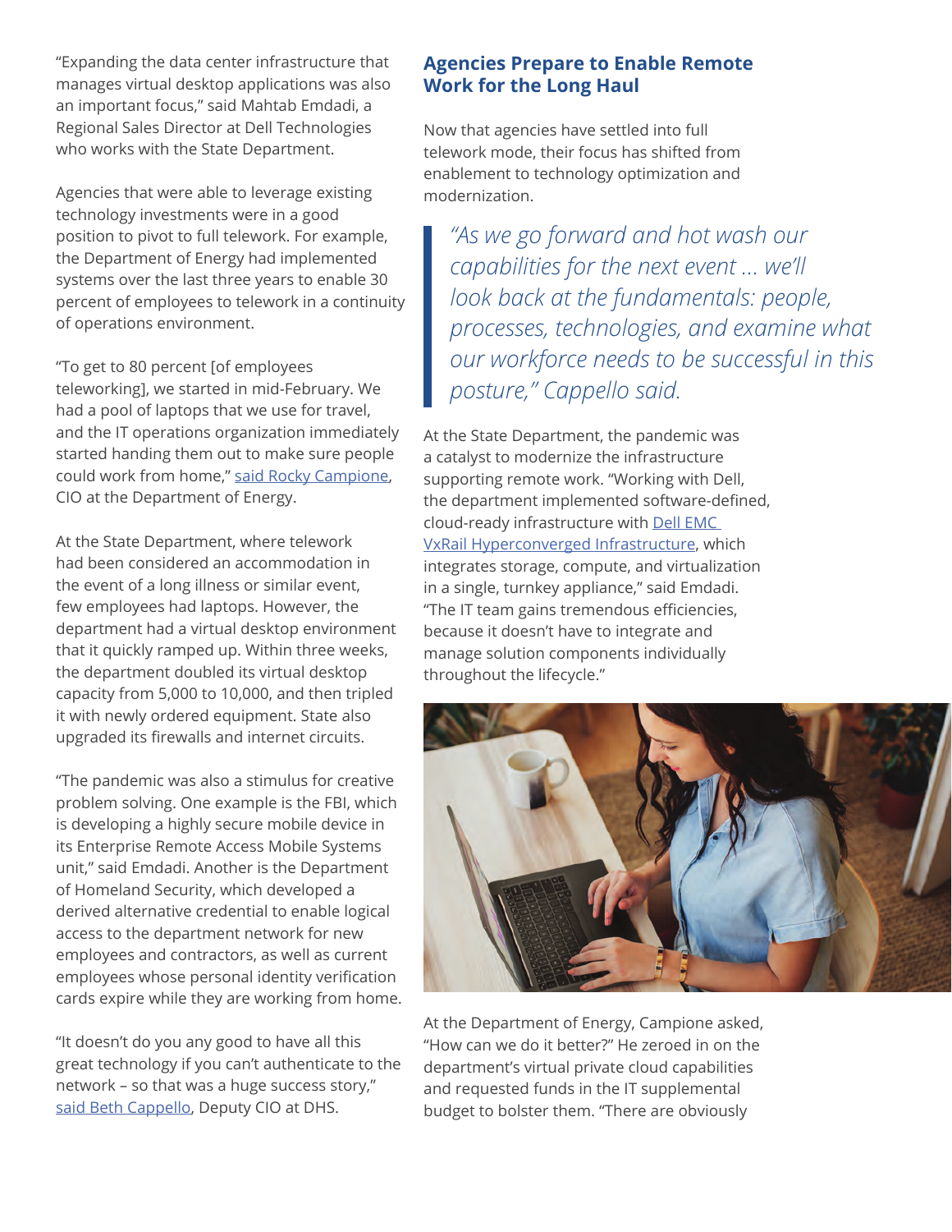"Expanding the data center infrastructure that manages virtual desktop applications was also an important focus," said Mahtab Emdadi, a Regional Sales Director at Dell Technologies who works with the State Department.

Agencies that were able to leverage existing technology investments were in a good position to pivot to full telework. For example, the Department of Energy had implemented systems over the last three years to enable 30 percent of employees to telework in a continuity of operations environment.

"To get to 80 percent [of employees teleworking], we started in mid-February. We had a pool of laptops that we use for travel, and the IT operations organization immediately started handing them out to make sure people could work from home," said Rocky Campione, CIO at the Department of Energy.

At the State Department, where telework had been considered an accommodation in the event of a long illness or similar event, few employees had laptops. However, the department had a virtual desktop environment that it quickly ramped up. Within three weeks, the department doubled its virtual desktop capacity from 5,000 to 10,000, and then tripled it with newly ordered equipment. State also upgraded its firewalls and internet circuits.

"The pandemic was also a stimulus for creative problem solving. One example is the FBI, which is developing a highly secure mobile device in its Enterprise Remote Access Mobile Systems unit," said Emdadi. Another is the Department of Homeland Security, which developed a derived alternative credential to enable logical access to the department network for new employees and contractors, as well as current employees whose personal identity verification cards expire while they are working from home.

"It doesn't do you any good to have all this great technology if you can't authenticate to the network – so that was a huge success story," said Beth Cappello, Deputy CIO at DHS.

## Agencies Prepare to Enable Remote Work for the Long Haul

Now that agencies have settled into full telework mode, their focus has shifted from enablement to technology optimization and modernization.

> *"As we go forward and hot wash our capabilities for the next event ... we'll look back at the fundamentals: people, processes, technologies, and examine what our workforce needs to be successful in this posture," Cappello said.*

At the State Department, the pandemic was a catalyst to modernize the infrastructure supporting remote work. "Working with Dell, the department implemented software-defined, cloud-ready infrastructure with Dell EMC VxRail Hyperconverged Infrastructure, which integrates storage, compute, and virtualization in a single, turnkey appliance," said Emdadi. "The IT team gains tremendous efficiencies, because it doesn't have to integrate and manage solution components individually throughout the lifecycle."

At the Department of Energy, Campione asked, "How can we do it better?" He zeroed in on the department's virtual private cloud capabilities and requested funds in the IT supplemental budget to bolster them. "There are obviously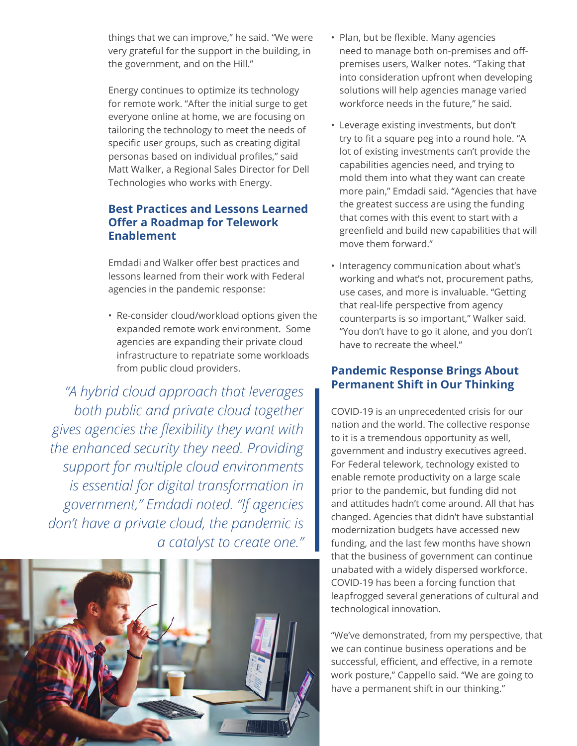things that we can improve," he said. "We were very grateful for the support in the building, in the government, and on the Hill."

Energy continues to optimize its technology for remote work. "After the initial surge to get everyone online at home, we are focusing on tailoring the technology to meet the needs of specific user groups, such as creating digital personas based on individual profiles," said Matt Walker, a Regional Sales Director for Dell Technologies who works with Energy.

## Best Practices and Lessons Learned Offer a Roadmap for Telework Enablement

Emdadi and Walker offer best practices and lessons learned from their work with Federal agencies in the pandemic response:

- Re-consider cloud/workload options given the expanded remote work environment. Some agencies are expanding their private cloud infrastructure to repatriate some workloads from public cloud providers.

*"A hybrid cloud approach that leverages both public and private cloud together gives agencies the flexibility they want with the enhanced security they need. Providing support for multiple cloud environments is essential for digital transformation in government," Emdadi noted. "If agencies don't have a private cloud, the pandemic is a catalyst to create one."*

- Plan, but be flexible. Many agencies need to manage both on-premises and off-premises users, Walker notes. "Taking that into consideration upfront when developing solutions will help agencies manage varied workforce needs in the future," he said.
- Leverage existing investments, but don't try to fit a square peg into a round hole. "A lot of existing investments can't provide the capabilities agencies need, and trying to mold them into what they want can create more pain," Emdadi said. "Agencies that have the greatest success are using the funding that comes with this event to start with a greenfield and build new capabilities that will move them forward."
- Interagency communication about what's working and what's not, procurement paths, use cases, and more is invaluable. "Getting that real-life perspective from agency counterparts is so important," Walker said. "You don't have to go it alone, and you don't have to recreate the wheel."

## Pandemic Response Brings About Permanent Shift in Our Thinking

COVID-19 is an unprecedented crisis for our nation and the world. The collective response to it is a tremendous opportunity as well, government and industry executives agreed. For Federal telework, technology existed to enable remote productivity on a large scale prior to the pandemic, but funding did not and attitudes hadn't come around. All that has changed. Agencies that didn't have substantial modernization budgets have accessed new funding, and the last few months have shown that the business of government can continue unabated with a widely dispersed workforce. COVID-19 has been a forcing function that leapfrogged several generations of cultural and technological innovation.

"We've demonstrated, from my perspective, that we can continue business operations and be successful, efficient, and effective, in a remote work posture," Cappello said. "We are going to have a permanent shift in our thinking."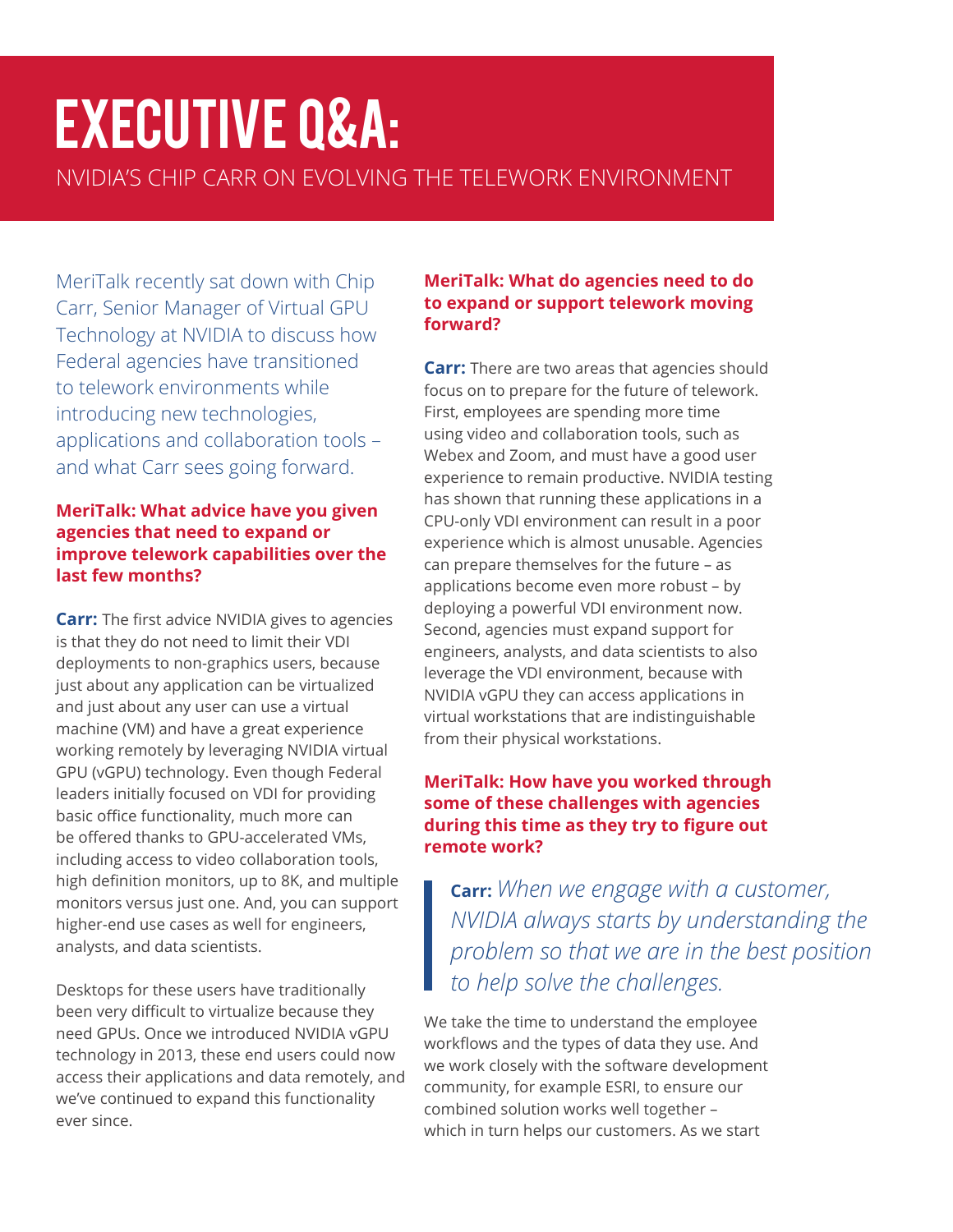# EXECUTIVE Q&A:

NVIDIA'S CHIP CARR ON EVOLVING THE TELEWORK ENVIRONMENT

MeriTalk recently sat down with Chip Carr, Senior Manager of Virtual GPU Technology at NVIDIA to discuss how Federal agencies have transitioned to telework environments while introducing new technologies, applications and collaboration tools – and what Carr sees going forward.

**MeriTalk: What advice have you given agencies that need to expand or improve telework capabilities over the last few months?**

**Carr:** The first advice NVIDIA gives to agencies is that they do not need to limit their VDI deployments to non-graphics users, because just about any application can be virtualized and just about any user can use a virtual machine (VM) and have a great experience working remotely by leveraging NVIDIA virtual GPU (vGPU) technology. Even though Federal leaders initially focused on VDI for providing basic office functionality, much more can be offered thanks to GPU-accelerated VMs, including access to video collaboration tools, high definition monitors, up to 8K, and multiple monitors versus just one. And, you can support higher-end use cases as well for engineers, analysts, and data scientists.

Desktops for these users have traditionally been very difficult to virtualize because they need GPUs. Once we introduced NVIDIA vGPU technology in 2013, these end users could now access their applications and data remotely, and we've continued to expand this functionality ever since.

**MeriTalk: What do agencies need to do to expand or support telework moving forward?**

**Carr:** There are two areas that agencies should focus on to prepare for the future of telework. First, employees are spending more time using video and collaboration tools, such as Webex and Zoom, and must have a good user experience to remain productive. NVIDIA testing has shown that running these applications in a CPU-only VDI environment can result in a poor experience which is almost unusable. Agencies can prepare themselves for the future – as applications become even more robust – by deploying a powerful VDI environment now. Second, agencies must expand support for engineers, analysts, and data scientists to also leverage the VDI environment, because with NVIDIA vGPU they can access applications in virtual workstations that are indistinguishable from their physical workstations.

**MeriTalk: How have you worked through some of these challenges with agencies during this time as they try to figure out remote work?**

> **Carr:** *When we engage with a customer, NVIDIA always starts by understanding the problem so that we are in the best position to help solve the challenges.*

We take the time to understand the employee workflows and the types of data they use. And we work closely with the software development community, for example ESRI, to ensure our combined solution works well together – which in turn helps our customers. As we start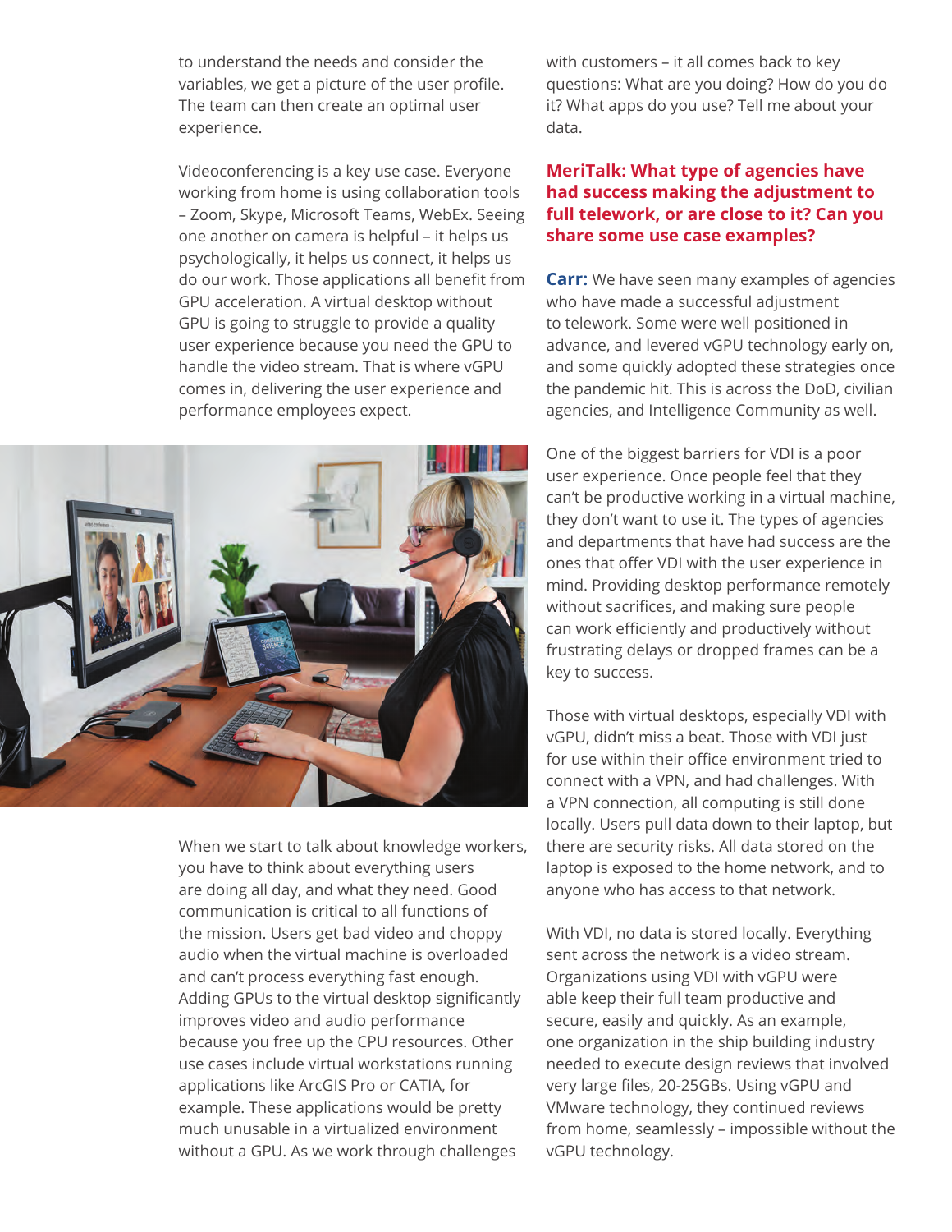to understand the needs and consider the variables, we get a picture of the user profile. The team can then create an optimal user experience.

Videoconferencing is a key use case. Everyone working from home is using collaboration tools – Zoom, Skype, Microsoft Teams, WebEx. Seeing one another on camera is helpful – it helps us psychologically, it helps us connect, it helps us do our work. Those applications all benefit from GPU acceleration. A virtual desktop without GPU is going to struggle to provide a quality user experience because you need the GPU to handle the video stream. That is where vGPU comes in, delivering the user experience and performance employees expect.

When we start to talk about knowledge workers, you have to think about everything users are doing all day, and what they need. Good communication is critical to all functions of the mission. Users get bad video and choppy audio when the virtual machine is overloaded and can't process everything fast enough. Adding GPUs to the virtual desktop significantly improves video and audio performance because you free up the CPU resources. Other use cases include virtual workstations running applications like ArcGIS Pro or CATIA, for example. These applications would be pretty much unusable in a virtualized environment without a GPU. As we work through challenges with customers – it all comes back to key questions: What are you doing? How do you do it? What apps do you use? Tell me about your data.

**MeriTalk: What type of agencies have had success making the adjustment to full telework, or are close to it? Can you share some use case examples?**

**Carr:** We have seen many examples of agencies who have made a successful adjustment to telework. Some were well positioned in advance, and levered vGPU technology early on, and some quickly adopted these strategies once the pandemic hit. This is across the DoD, civilian agencies, and Intelligence Community as well.

One of the biggest barriers for VDI is a poor user experience. Once people feel that they can't be productive working in a virtual machine, they don't want to use it. The types of agencies and departments that have had success are the ones that offer VDI with the user experience in mind. Providing desktop performance remotely without sacrifices, and making sure people can work efficiently and productively without frustrating delays or dropped frames can be a key to success.

Those with virtual desktops, especially VDI with vGPU, didn't miss a beat. Those with VDI just for use within their office environment tried to connect with a VPN, and had challenges. With a VPN connection, all computing is still done locally. Users pull data down to their laptop, but there are security risks. All data stored on the laptop is exposed to the home network, and to anyone who has access to that network.

With VDI, no data is stored locally. Everything sent across the network is a video stream. Organizations using VDI with vGPU were able keep their full team productive and secure, easily and quickly. As an example, one organization in the ship building industry needed to execute design reviews that involved very large files, 20-25GBs. Using vGPU and VMware technology, they continued reviews from home, seamlessly – impossible without the vGPU technology.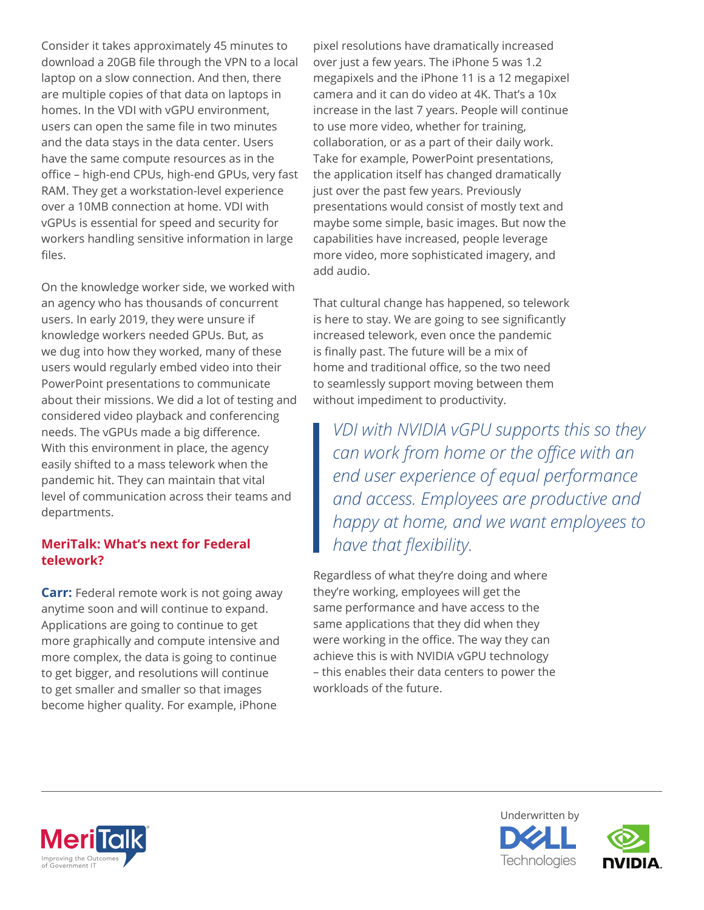Consider it takes approximately 45 minutes to download a 20GB file through the VPN to a local laptop on a slow connection. And then, there are multiple copies of that data on laptops in homes. In the VDI with vGPU environment, users can open the same file in two minutes and the data stays in the data center. Users have the same compute resources as in the office – high-end CPUs, high-end GPUs, very fast RAM. They get a workstation-level experience over a 10MB connection at home. VDI with vGPUs is essential for speed and security for workers handling sensitive information in large files.

On the knowledge worker side, we worked with an agency who has thousands of concurrent users. In early 2019, they were unsure if knowledge workers needed GPUs. But, as we dug into how they worked, many of these users would regularly embed video into their PowerPoint presentations to communicate about their missions. We did a lot of testing and considered video playback and conferencing needs. The vGPUs made a big difference. With this environment in place, the agency easily shifted to a mass telework when the pandemic hit. They can maintain that vital level of communication across their teams and departments.

### MeriTalk: What's next for Federal telework?

**Carr:** Federal remote work is not going away anytime soon and will continue to expand. Applications are going to continue to get more graphically and compute intensive and more complex, the data is going to continue to get bigger, and resolutions will continue to get smaller and smaller so that images become higher quality. For example, iPhone pixel resolutions have dramatically increased over just a few years. The iPhone 5 was 1.2 megapixels and the iPhone 11 is a 12 megapixel camera and it can do video at 4K. That's a 10x increase in the last 7 years. People will continue to use more video, whether for training, collaboration, or as a part of their daily work. Take for example, PowerPoint presentations, the application itself has changed dramatically just over the past few years. Previously presentations would consist of mostly text and maybe some simple, basic images. But now the capabilities have increased, people leverage more video, more sophisticated imagery, and add audio.

That cultural change has happened, so telework is here to stay. We are going to see significantly increased telework, even once the pandemic is finally past. The future will be a mix of home and traditional office, so the two need to seamlessly support moving between them without impediment to productivity.

> *VDI with NVIDIA vGPU supports this so they can work from home or the office with an end user experience of equal performance and access. Employees are productive and happy at home, and we want employees to have that flexibility.*

Regardless of what they're doing and where they're working, employees will get the same performance and have access to the same applications that they did when they were working in the office. The way they can achieve this is with NVIDIA vGPU technology – this enables their data centers to power the workloads of the future.

Underwritten by